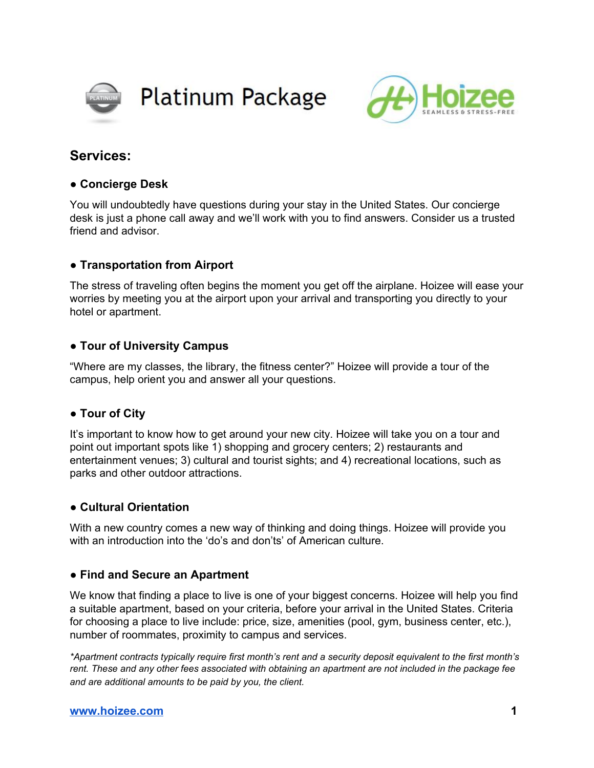# Platinum Package

Hoizee
SEAMLESS & STRESS-FREE

## Services:

### ● Concierge Desk

You will undoubtedly have questions during your stay in the United States. Our concierge desk is just a phone call away and we'll work with you to find answers. Consider us a trusted friend and advisor.

### ● Transportation from Airport

The stress of traveling often begins the moment you get off the airplane. Hoizee will ease your worries by meeting you at the airport upon your arrival and transporting you directly to your hotel or apartment.

### ● Tour of University Campus

"Where are my classes, the library, the fitness center?" Hoizee will provide a tour of the campus, help orient you and answer all your questions.

### ● Tour of City

It's important to know how to get around your new city. Hoizee will take you on a tour and point out important spots like 1) shopping and grocery centers; 2) restaurants and entertainment venues; 3) cultural and tourist sights; and 4) recreational locations, such as parks and other outdoor attractions.

### ● Cultural Orientation

With a new country comes a new way of thinking and doing things. Hoizee will provide you with an introduction into the 'do's and don'ts' of American culture.

### ● Find and Secure an Apartment

We know that finding a place to live is one of your biggest concerns. Hoizee will help you find a suitable apartment, based on your criteria, before your arrival in the United States. Criteria for choosing a place to live include: price, size, amenities (pool, gym, business center, etc.), number of roommates, proximity to campus and services.

*\*Apartment contracts typically require first month's rent and a security deposit equivalent to the first month's rent. These and any other fees associated with obtaining an apartment are not included in the package fee and are additional amounts to be paid by you, the client.*

[www.hoizee.com](http://www.hoizee.com)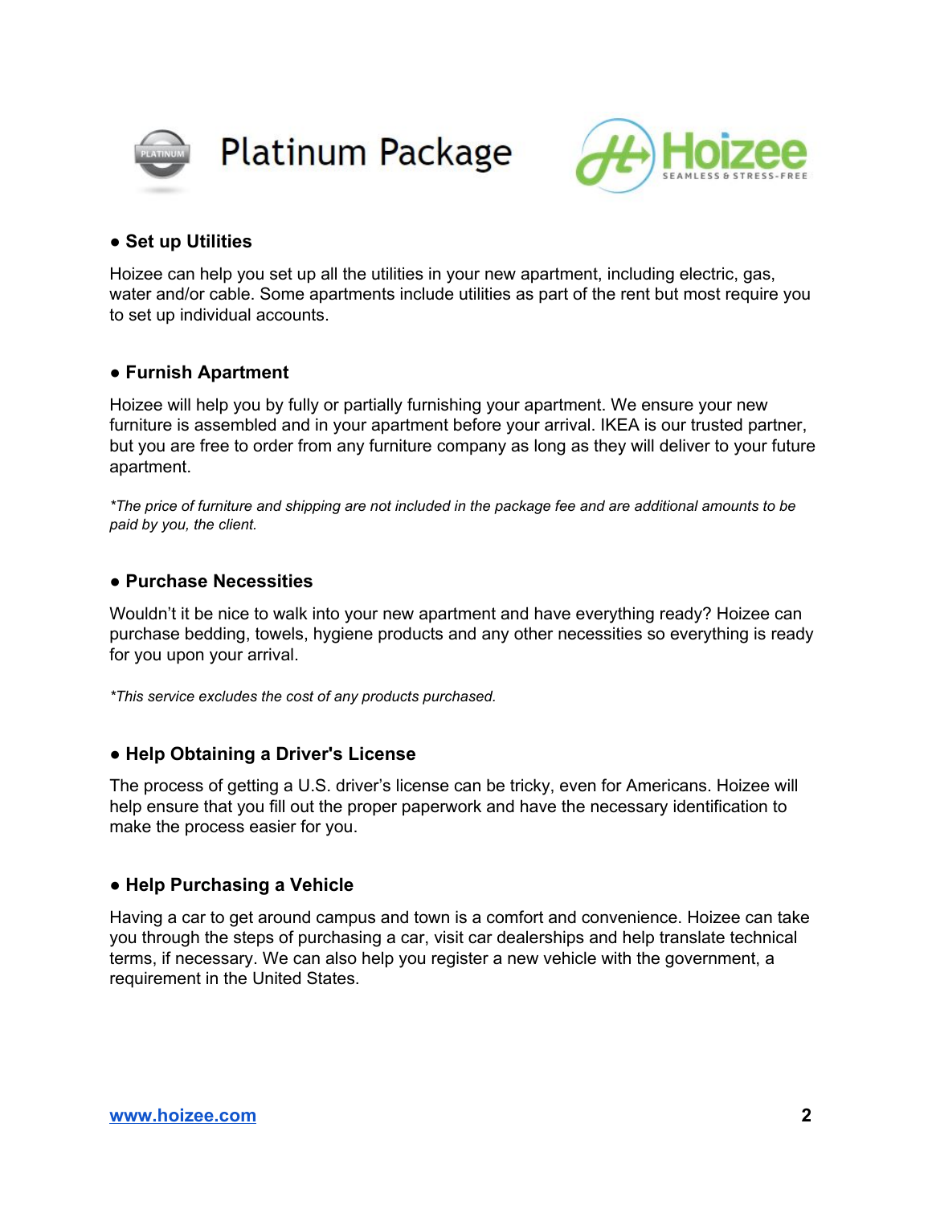# Platinum Package

Hoizee
SEAMLESS & STRESS-FREE

### ● Set up Utilities

Hoizee can help you set up all the utilities in your new apartment, including electric, gas, water and/or cable. Some apartments include utilities as part of the rent but most require you to set up individual accounts.

### ● Furnish Apartment

Hoizee will help you by fully or partially furnishing your apartment. We ensure your new furniture is assembled and in your apartment before your arrival. IKEA is our trusted partner, but you are free to order from any furniture company as long as they will deliver to your future apartment.

*\*The price of furniture and shipping are not included in the package fee and are additional amounts to be paid by you, the client.*

### ● Purchase Necessities

Wouldn't it be nice to walk into your new apartment and have everything ready? Hoizee can purchase bedding, towels, hygiene products and any other necessities so everything is ready for you upon your arrival.

*\*This service excludes the cost of any products purchased.*

### ● Help Obtaining a Driver's License

The process of getting a U.S. driver's license can be tricky, even for Americans. Hoizee will help ensure that you fill out the proper paperwork and have the necessary identification to make the process easier for you.

### ● Help Purchasing a Vehicle

Having a car to get around campus and town is a comfort and convenience. Hoizee can take you through the steps of purchasing a car, visit car dealerships and help translate technical terms, if necessary. We can also help you register a new vehicle with the government, a requirement in the United States.

[www.hoizee.com](http://www.hoizee.com)